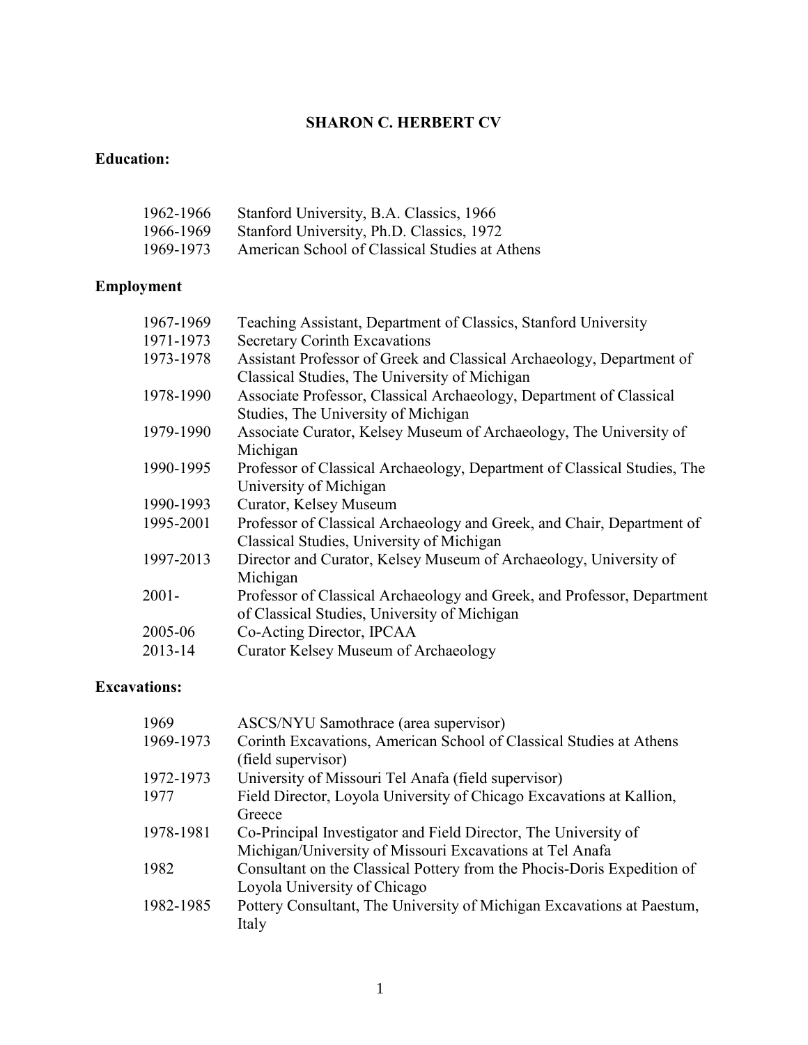# SHARON C. HERBERT CV

## Education:

| | |
|---|---|
| 1962-1966 | Stanford University, B.A. Classics, 1966 |
| 1966-1969 | Stanford University, Ph.D. Classics, 1972 |
| 1969-1973 | American School of Classical Studies at Athens |

## Employment

| | |
|---|---|
| 1967-1969 | Teaching Assistant, Department of Classics, Stanford University |
| 1971-1973 | Secretary Corinth Excavations |
| 1973-1978 | Assistant Professor of Greek and Classical Archaeology, Department of Classical Studies, The University of Michigan |
| 1978-1990 | Associate Professor, Classical Archaeology, Department of Classical Studies, The University of Michigan |
| 1979-1990 | Associate Curator, Kelsey Museum of Archaeology, The University of Michigan |
| 1990-1995 | Professor of Classical Archaeology, Department of Classical Studies, The University of Michigan |
| 1990-1993 | Curator, Kelsey Museum |
| 1995-2001 | Professor of Classical Archaeology and Greek, and Chair, Department of Classical Studies, University of Michigan |
| 1997-2013 | Director and Curator, Kelsey Museum of Archaeology, University of Michigan |
| 2001- | Professor of Classical Archaeology and Greek, and Professor, Department of Classical Studies, University of Michigan |
| 2005-06 | Co-Acting Director, IPCAA |
| 2013-14 | Curator Kelsey Museum of Archaeology |

## Excavations:

| | |
|---|---|
| 1969 | ASCS/NYU Samothrace (area supervisor) |
| 1969-1973 | Corinth Excavations, American School of Classical Studies at Athens (field supervisor) |
| 1972-1973 | University of Missouri Tel Anafa (field supervisor) |
| 1977 | Field Director, Loyola University of Chicago Excavations at Kallion, Greece |
| 1978-1981 | Co-Principal Investigator and Field Director, The University of Michigan/University of Missouri Excavations at Tel Anafa |
| 1982 | Consultant on the Classical Pottery from the Phocis-Doris Expedition of Loyola University of Chicago |
| 1982-1985 | Pottery Consultant, The University of Michigan Excavations at Paestum, Italy |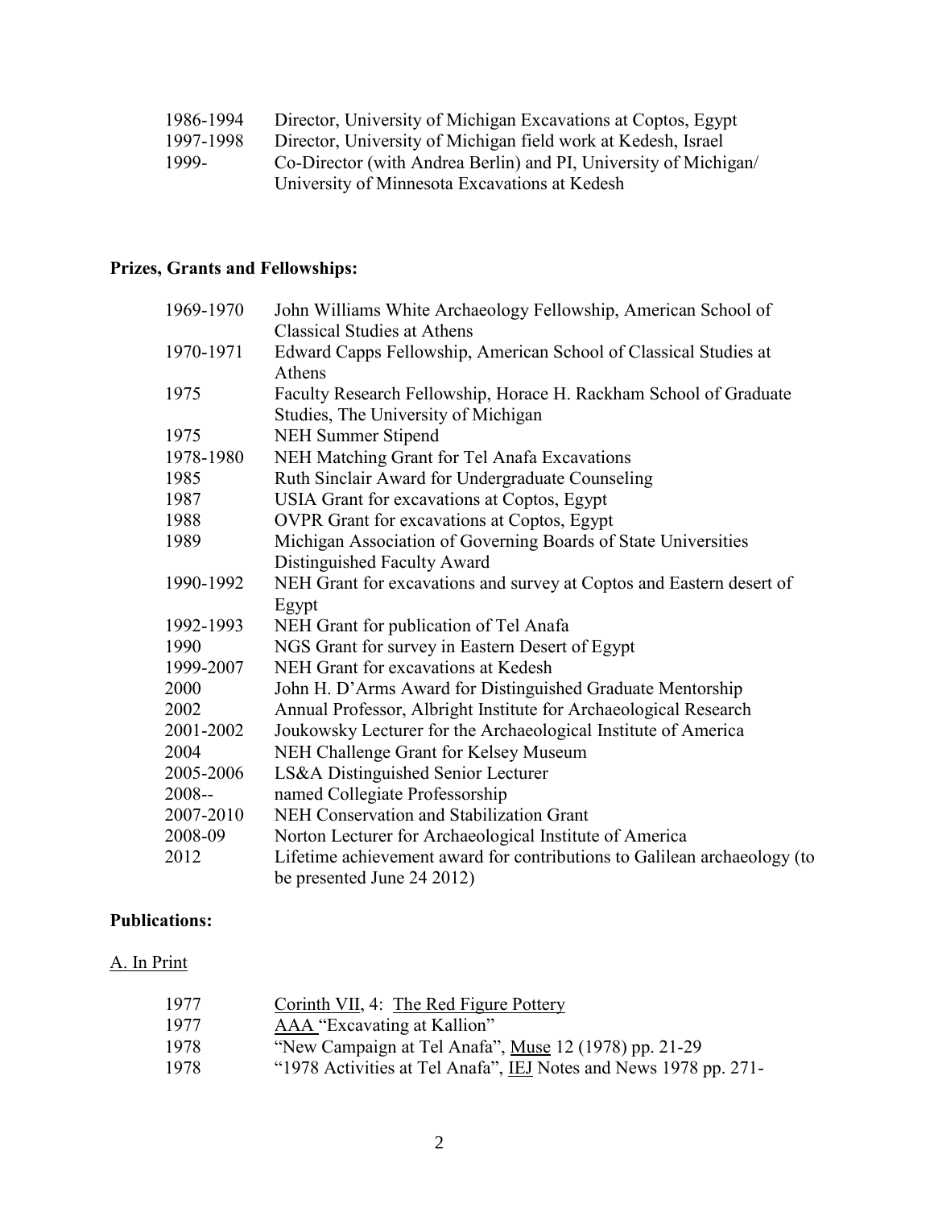| | |
|---|---|
| 1986-1994 | Director, University of Michigan Excavations at Coptos, Egypt |
| 1997-1998 | Director, University of Michigan field work at Kedesh, Israel |
| 1999- | Co-Director (with Andrea Berlin) and PI, University of Michigan/ University of Minnesota Excavations at Kedesh |

**Prizes, Grants and Fellowships:**

| | |
|---|---|
| 1969-1970 | John Williams White Archaeology Fellowship, American School of Classical Studies at Athens |
| 1970-1971 | Edward Capps Fellowship, American School of Classical Studies at Athens |
| 1975 | Faculty Research Fellowship, Horace H. Rackham School of Graduate Studies, The University of Michigan |
| 1975 | NEH Summer Stipend |
| 1978-1980 | NEH Matching Grant for Tel Anafa Excavations |
| 1985 | Ruth Sinclair Award for Undergraduate Counseling |
| 1987 | USIA Grant for excavations at Coptos, Egypt |
| 1988 | OVPR Grant for excavations at Coptos, Egypt |
| 1989 | Michigan Association of Governing Boards of State Universities Distinguished Faculty Award |
| 1990-1992 | NEH Grant for excavations and survey at Coptos and Eastern desert of Egypt |
| 1992-1993 | NEH Grant for publication of Tel Anafa |
| 1990 | NGS Grant for survey in Eastern Desert of Egypt |
| 1999-2007 | NEH Grant for excavations at Kedesh |
| 2000 | John H. D'Arms Award for Distinguished Graduate Mentorship |
| 2002 | Annual Professor, Albright Institute for Archaeological Research |
| 2001-2002 | Joukowsky Lecturer for the Archaeological Institute of America |
| 2004 | NEH Challenge Grant for Kelsey Museum |
| 2005-2006 | LS&A Distinguished Senior Lecturer |
| 2008-- | named Collegiate Professorship |
| 2007-2010 | NEH Conservation and Stabilization Grant |
| 2008-09 | Norton Lecturer for Archaeological Institute of America |
| 2012 | Lifetime achievement award for contributions to Galilean archaeology (to be presented June 24 2012) |

**Publications:**

A. In Print

| | |
|---|---|
| 1977 | Corinth VII, 4: The Red Figure Pottery |
| 1977 | AAA "Excavating at Kallion" |
| 1978 | "New Campaign at Tel Anafa", Muse 12 (1978) pp. 21-29 |
| 1978 | "1978 Activities at Tel Anafa", IEJ Notes and News 1978 pp. 271- |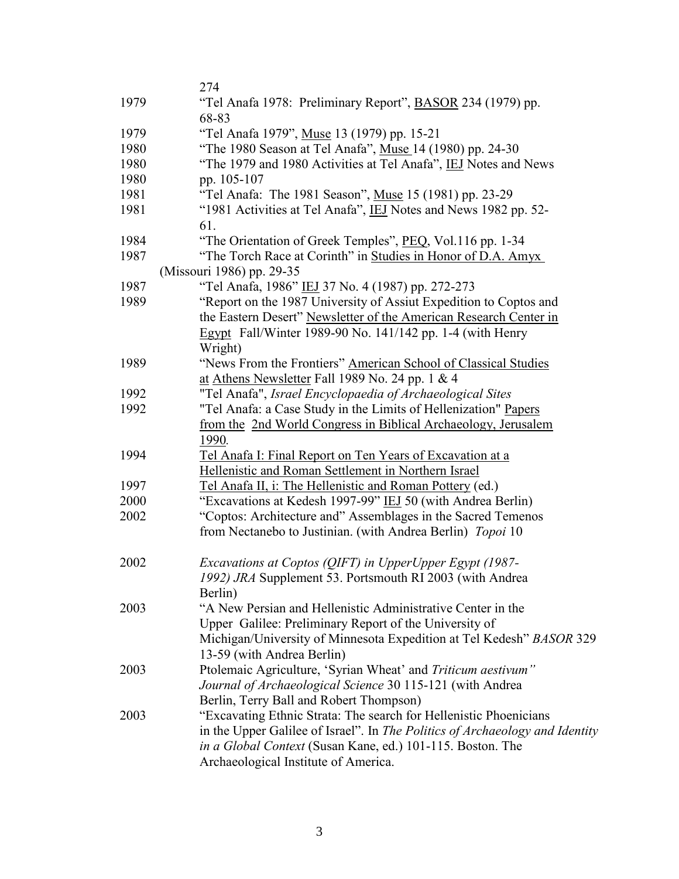274

1979 "Tel Anafa 1978: Preliminary Report", <u>BASOR</u> 234 (1979) pp. 68-83

1979 "Tel Anafa 1979", <u>Muse</u> 13 (1979) pp. 15-21

1980 "The 1980 Season at Tel Anafa", <u>Muse</u> 14 (1980) pp. 24-30

1980 "The 1979 and 1980 Activities at Tel Anafa", <u>IEJ</u> Notes and News

1980 pp. 105-107

1981 "Tel Anafa: The 1981 Season", <u>Muse</u> 15 (1981) pp. 23-29

1981 "1981 Activities at Tel Anafa", <u>IEJ</u> Notes and News 1982 pp. 52-61.

1984 "The Orientation of Greek Temples", <u>PEQ</u>, Vol.116 pp. 1-34

1987 "The Torch Race at Corinth" in <u>Studies in Honor of D.A. Amyx</u> (Missouri 1986) pp. 29-35

1987 "Tel Anafa, 1986" <u>IEJ</u> 37 No. 4 (1987) pp. 272-273

1989 "Report on the 1987 University of Assiut Expedition to Coptos and the Eastern Desert" <u>Newsletter of the American Research Center in Egypt</u> Fall/Winter 1989-90 No. 141/142 pp. 1-4 (with Henry Wright)

1989 "News From the Frontiers" <u>American School of Classical Studies at Athens Newsletter</u> Fall 1989 No. 24 pp. 1 & 4

1992 "Tel Anafa", *Israel Encyclopaedia of Archaeological Sites*

1992 "Tel Anafa: a Case Study in the Limits of Hellenization" <u>Papers from the 2nd World Congress in Biblical Archaeology, Jerusalem 1990</u>.

1994 <u>Tel Anafa I: Final Report on Ten Years of Excavation at a Hellenistic and Roman Settlement in Northern Israel</u>

1997 <u>Tel Anafa II, i: The Hellenistic and Roman Pottery</u> (ed.)

2000 "Excavations at Kedesh 1997-99" <u>IEJ</u> 50 (with Andrea Berlin)

2002 "Coptos: Architecture and" Assemblages in the Sacred Temenos from Nectanebo to Justinian. (with Andrea Berlin) *Topoi* 10

2002 *Excavations at Coptos (QIFT) in UpperUpper Egypt (1987-1992) JRA* Supplement 53. Portsmouth RI 2003 (with Andrea Berlin)

2003 "A New Persian and Hellenistic Administrative Center in the Upper Galilee: Preliminary Report of the University of Michigan/University of Minnesota Expedition at Tel Kedesh" *BASOR* 329 13-59 (with Andrea Berlin)

2003 Ptolemaic Agriculture, 'Syrian Wheat' and *Triticum aestivum"* *Journal of Archaeological Science* 30 115-121 (with Andrea Berlin, Terry Ball and Robert Thompson)

2003 "Excavating Ethnic Strata: The search for Hellenistic Phoenicians in the Upper Galilee of Israel". In *The Politics of Archaeology and Identity in a Global Context* (Susan Kane, ed.) 101-115. Boston. The Archaeological Institute of America.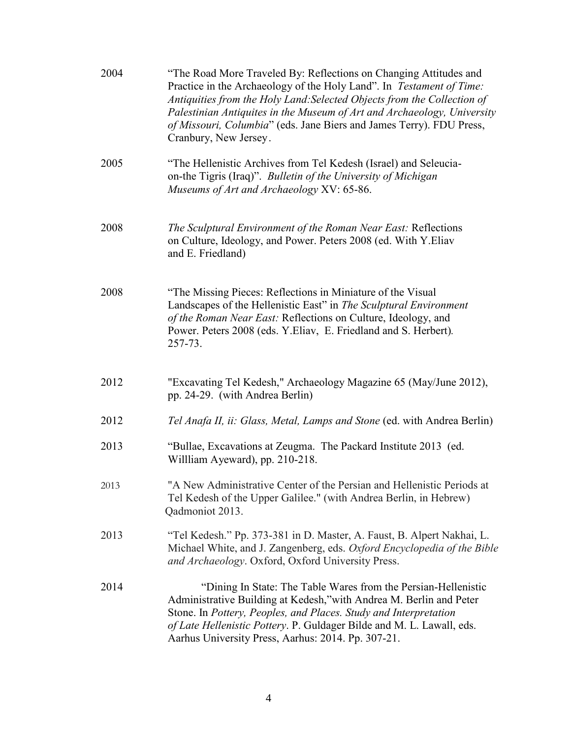2004 “The Road More Traveled By: Reflections on Changing Attitudes and Practice in the Archaeology of the Holy Land”. In *Testament of Time: Antiquities from the Holy Land:Selected Objects from the Collection of Palestinian Antiquites in the Museum of Art and Archaeology, University of Missouri, Columbia*” (eds. Jane Biers and James Terry). FDU Press, Cranbury, New Jersey.

2005 “The Hellenistic Archives from Tel Kedesh (Israel) and Seleucia-on-the Tigris (Iraq)”. *Bulletin of the University of Michigan Museums of Art and Archaeology* XV: 65-86.

2008 *The Sculptural Environment of the Roman Near East:* Reflections on Culture, Ideology, and Power. Peters 2008 (ed. With Y.Eliav and E. Friedland)

2008 “The Missing Pieces: Reflections in Miniature of the Visual Landscapes of the Hellenistic East” in *The Sculptural Environment of the Roman Near East:* Reflections on Culture, Ideology, and Power. Peters 2008 (eds. Y.Eliav, E. Friedland and S. Herbert). 257-73.

2012 "Excavating Tel Kedesh," Archaeology Magazine 65 (May/June 2012), pp. 24-29. (with Andrea Berlin)

2012 *Tel Anafa II, ii: Glass, Metal, Lamps and Stone* (ed. with Andrea Berlin)

2013 “Bullae, Excavations at Zeugma. The Packard Institute 2013 (ed. Willliam Ayeward), pp. 210-218.

2013 "A New Administrative Center of the Persian and Hellenistic Periods at Tel Kedesh of the Upper Galilee." (with Andrea Berlin, in Hebrew) Qadmoniot 2013.

2013 “Tel Kedesh.” Pp. 373-381 in D. Master, A. Faust, B. Alpert Nakhai, L. Michael White, and J. Zangenberg, eds. *Oxford Encyclopedia of the Bible and Archaeology*. Oxford, Oxford University Press.

2014 “Dining In State: The Table Wares from the Persian-Hellenistic Administrative Building at Kedesh,”with Andrea M. Berlin and Peter Stone. In *Pottery, Peoples, and Places. Study and Interpretation of Late Hellenistic Pottery*. P. Guldager Bilde and M. L. Lawall, eds. Aarhus University Press, Aarhus: 2014. Pp. 307-21.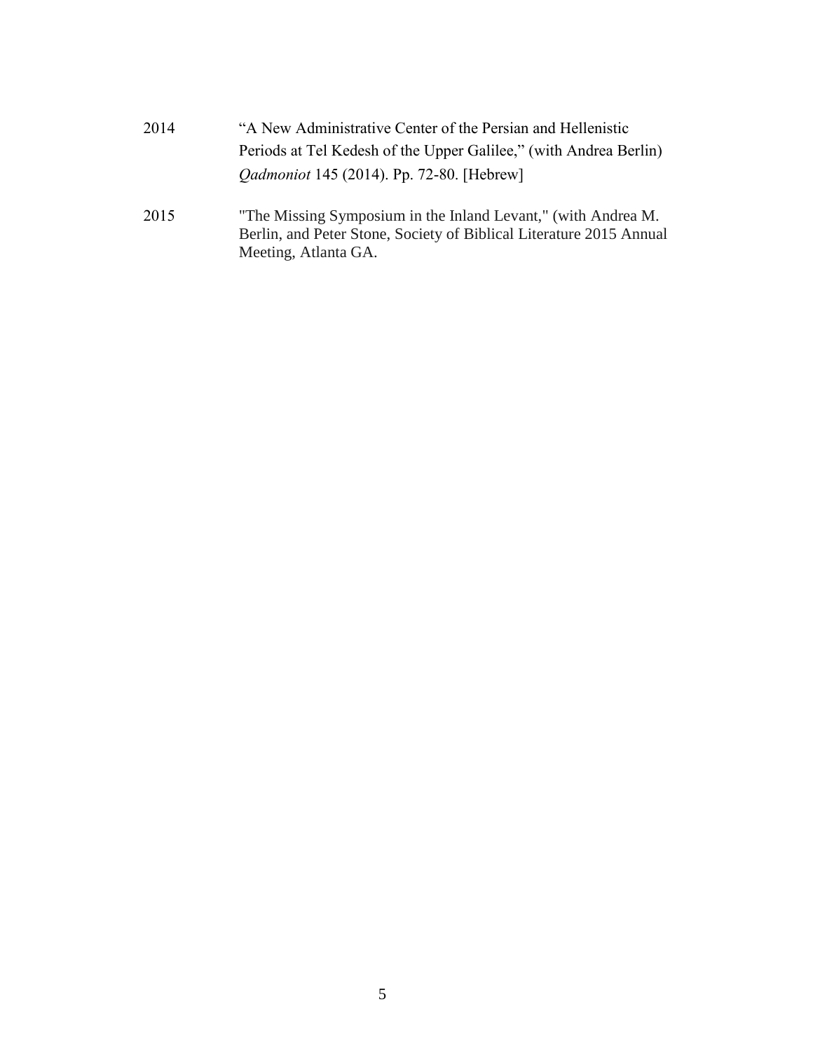2014 “A New Administrative Center of the Persian and Hellenistic Periods at Tel Kedesh of the Upper Galilee,” (with Andrea Berlin) *Qadmoniot* 145 (2014). Pp. 72-80. [Hebrew]

2015 "The Missing Symposium in the Inland Levant," (with Andrea M. Berlin, and Peter Stone, Society of Biblical Literature 2015 Annual Meeting, Atlanta GA.